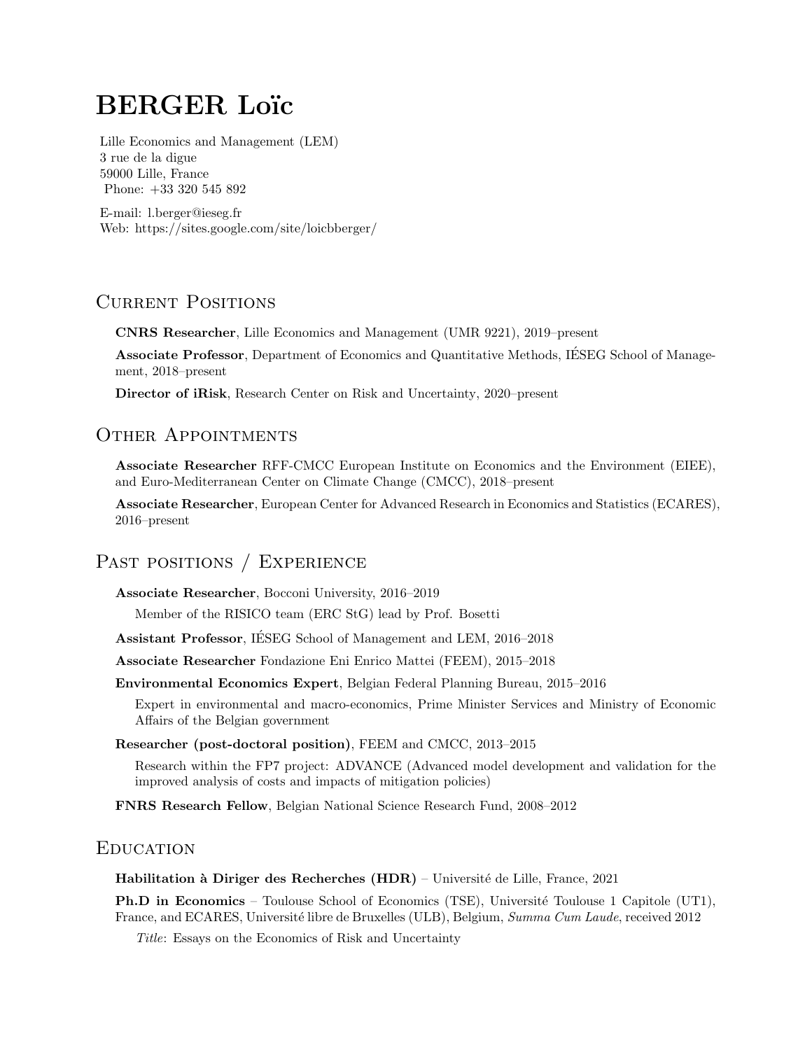# BERGER Loïc

Lille Economics and Management (LEM)
3 rue de la digue
59000 Lille, France
Phone: +33 320 545 892

E-mail: l.berger@ieseg.fr
Web: https://sites.google.com/site/loicbberger/

## Current Positions

**CNRS Researcher**, Lille Economics and Management (UMR 9221), 2019–present

**Associate Professor**, Department of Economics and Quantitative Methods, IÉSEG School of Management, 2018–present

**Director of iRisk**, Research Center on Risk and Uncertainty, 2020–present

## Other Appointments

**Associate Researcher** RFF-CMCC European Institute on Economics and the Environment (EIEE), and Euro-Mediterranean Center on Climate Change (CMCC), 2018–present

**Associate Researcher**, European Center for Advanced Research in Economics and Statistics (ECARES), 2016–present

## Past positions / Experience

**Associate Researcher**, Bocconi University, 2016–2019

Member of the RISICO team (ERC StG) lead by Prof. Bosetti

**Assistant Professor**, IÉSEG School of Management and LEM, 2016–2018

**Associate Researcher** Fondazione Eni Enrico Mattei (FEEM), 2015–2018

**Environmental Economics Expert**, Belgian Federal Planning Bureau, 2015–2016

Expert in environmental and macro-economics, Prime Minister Services and Ministry of Economic Affairs of the Belgian government

**Researcher (post-doctoral position)**, FEEM and CMCC, 2013–2015

Research within the FP7 project: ADVANCE (Advanced model development and validation for the improved analysis of costs and impacts of mitigation policies)

**FNRS Research Fellow**, Belgian National Science Research Fund, 2008–2012

## Education

**Habilitation à Diriger des Recherches (HDR)** – Université de Lille, France, 2021

**Ph.D in Economics** – Toulouse School of Economics (TSE), Université Toulouse 1 Capitole (UT1), France, and ECARES, Université libre de Bruxelles (ULB), Belgium, *Summa Cum Laude*, received 2012

*Title*: Essays on the Economics of Risk and Uncertainty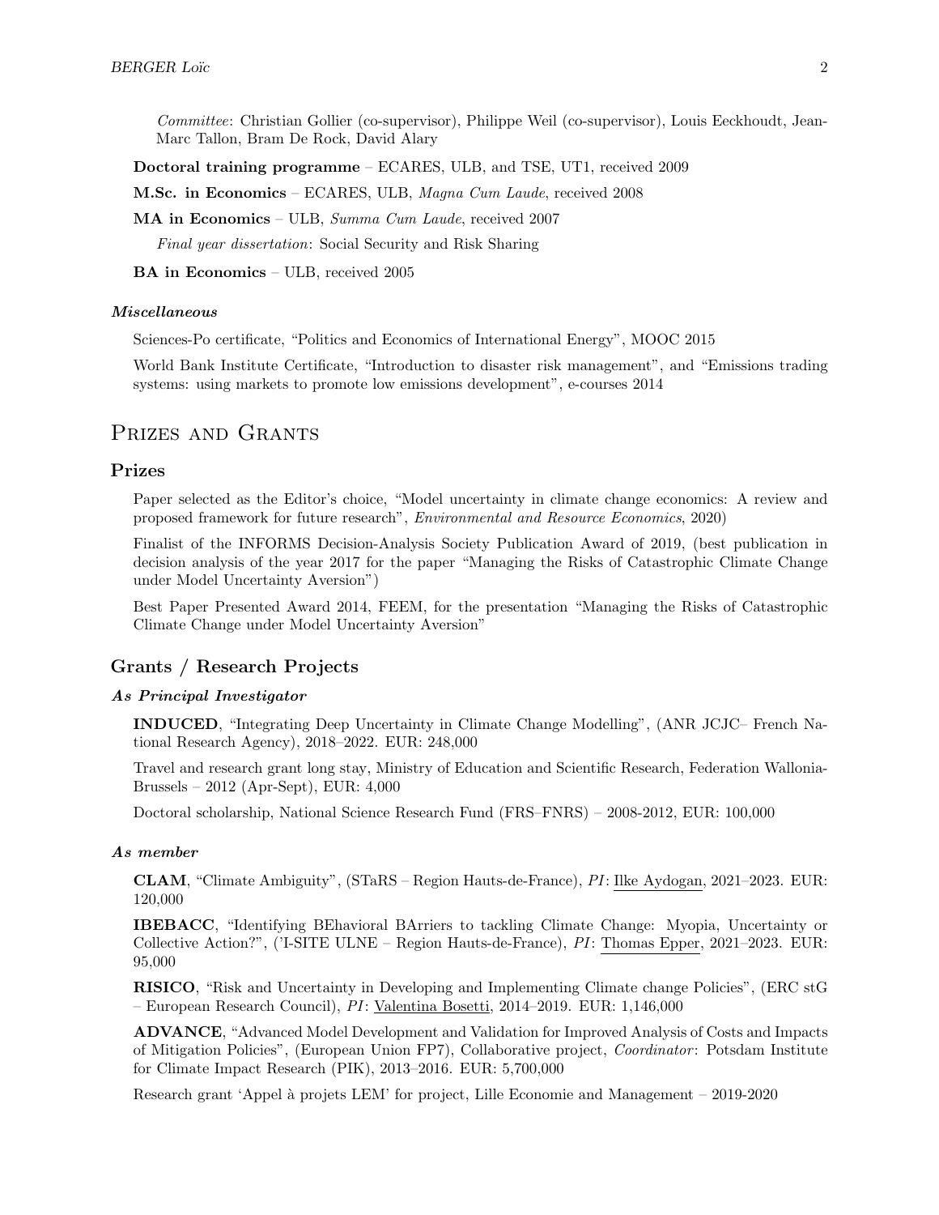*Committee*: Christian Gollier (co-supervisor), Philippe Weil (co-supervisor), Louis Eeckhoudt, Jean-Marc Tallon, Bram De Rock, David Alary

**Doctoral training programme** – ECARES, ULB, and TSE, UT1, received 2009

**M.Sc. in Economics** – ECARES, ULB, *Magna Cum Laude*, received 2008

**MA in Economics** – ULB, *Summa Cum Laude*, received 2007

*Final year dissertation*: Social Security and Risk Sharing

**BA in Economics** – ULB, received 2005

#### *Miscellaneous*

Sciences-Po certificate, "Politics and Economics of International Energy", MOOC 2015

World Bank Institute Certificate, "Introduction to disaster risk management", and "Emissions trading systems: using markets to promote low emissions development", e-courses 2014

# Prizes and Grants

## Prizes

Paper selected as the Editor's choice, "Model uncertainty in climate change economics: A review and proposed framework for future research", *Environmental and Resource Economics*, 2020)

Finalist of the INFORMS Decision-Analysis Society Publication Award of 2019, (best publication in decision analysis of the year 2017 for the paper "Managing the Risks of Catastrophic Climate Change under Model Uncertainty Aversion")

Best Paper Presented Award 2014, FEEM, for the presentation "Managing the Risks of Catastrophic Climate Change under Model Uncertainty Aversion"

## Grants / Research Projects

#### *As Principal Investigator*

**INDUCED**, "Integrating Deep Uncertainty in Climate Change Modelling", (ANR JCJC– French National Research Agency), 2018–2022. EUR: 248,000

Travel and research grant long stay, Ministry of Education and Scientific Research, Federation Wallonia-Brussels – 2012 (Apr-Sept), EUR: 4,000

Doctoral scholarship, National Science Research Fund (FRS–FNRS) – 2008-2012, EUR: 100,000

#### *As member*

**CLAM**, "Climate Ambiguity", (STaRS – Region Hauts-de-France), *PI*: Ilke Aydogan, 2021–2023. EUR: 120,000

**IBEBACC**, "Identifying BEhavioral BArriers to tackling Climate Change: Myopia, Uncertainty or Collective Action?", ('I-SITE ULNE – Region Hauts-de-France), *PI*: Thomas Epper, 2021–2023. EUR: 95,000

**RISICO**, "Risk and Uncertainty in Developing and Implementing Climate change Policies", (ERC stG – European Research Council), *PI*: Valentina Bosetti, 2014–2019. EUR: 1,146,000

**ADVANCE**, "Advanced Model Development and Validation for Improved Analysis of Costs and Impacts of Mitigation Policies", (European Union FP7), Collaborative project, *Coordinator*: Potsdam Institute for Climate Impact Research (PIK), 2013–2016. EUR: 5,700,000

Research grant 'Appel à projets LEM' for project, Lille Economie and Management – 2019-2020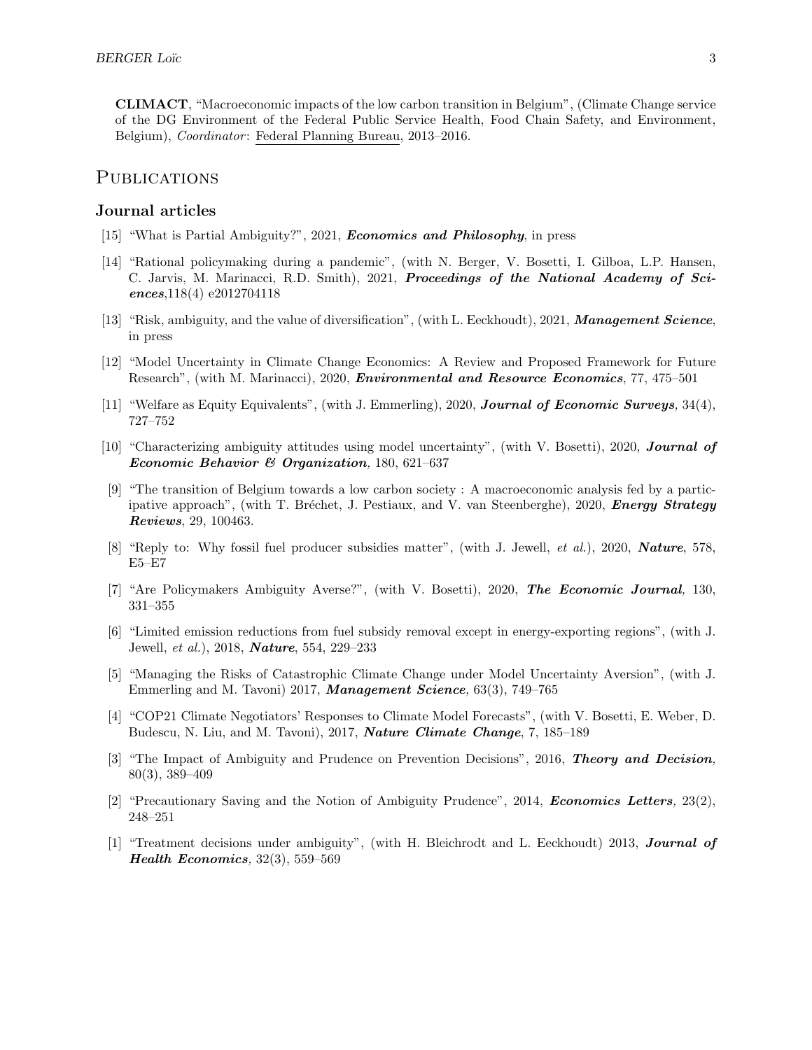**CLIMACT**, "Macroeconomic impacts of the low carbon transition in Belgium", (Climate Change service of the DG Environment of the Federal Public Service Health, Food Chain Safety, and Environment, Belgium), *Coordinator*: Federal Planning Bureau, 2013–2016.

## Publications

### Journal articles

[15] "What is Partial Ambiguity?", 2021, ***Economics and Philosophy***, in press

[14] "Rational policymaking during a pandemic", (with N. Berger, V. Bosetti, I. Gilboa, L.P. Hansen, C. Jarvis, M. Marinacci, R.D. Smith), 2021, ***Proceedings of the National Academy of Sciences***,118(4) e2012704118

[13] "Risk, ambiguity, and the value of diversification", (with L. Eeckhoudt), 2021, ***Management Science***, in press

[12] "Model Uncertainty in Climate Change Economics: A Review and Proposed Framework for Future Research", (with M. Marinacci), 2020, ***Environmental and Resource Economics***, 77, 475–501

[11] "Welfare as Equity Equivalents", (with J. Emmerling), 2020, ***Journal of Economic Surveys,*** 34(4), 727–752

[10] "Characterizing ambiguity attitudes using model uncertainty", (with V. Bosetti), 2020, ***Journal of Economic Behavior & Organization,*** 180, 621–637

[9] "The transition of Belgium towards a low carbon society : A macroeconomic analysis fed by a participative approach", (with T. Bréchet, J. Pestiaux, and V. van Steenberghe), 2020, ***Energy Strategy Reviews***, 29, 100463.

[8] "Reply to: Why fossil fuel producer subsidies matter", (with J. Jewell, *et al.*), 2020, ***Nature***, 578, E5–E7

[7] "Are Policymakers Ambiguity Averse?", (with V. Bosetti), 2020, ***The Economic Journal,*** 130, 331–355

[6] "Limited emission reductions from fuel subsidy removal except in energy-exporting regions", (with J. Jewell, *et al.*), 2018, ***Nature***, 554, 229–233

[5] "Managing the Risks of Catastrophic Climate Change under Model Uncertainty Aversion", (with J. Emmerling and M. Tavoni) 2017, ***Management Science,*** 63(3), 749–765

[4] "COP21 Climate Negotiators' Responses to Climate Model Forecasts", (with V. Bosetti, E. Weber, D. Budescu, N. Liu, and M. Tavoni), 2017, ***Nature Climate Change***, 7, 185–189

[3] "The Impact of Ambiguity and Prudence on Prevention Decisions", 2016, ***Theory and Decision,*** 80(3), 389–409

[2] "Precautionary Saving and the Notion of Ambiguity Prudence", 2014, ***Economics Letters,*** 23(2), 248–251

[1] "Treatment decisions under ambiguity", (with H. Bleichrodt and L. Eeckhoudt) 2013, ***Journal of Health Economics,*** 32(3), 559–569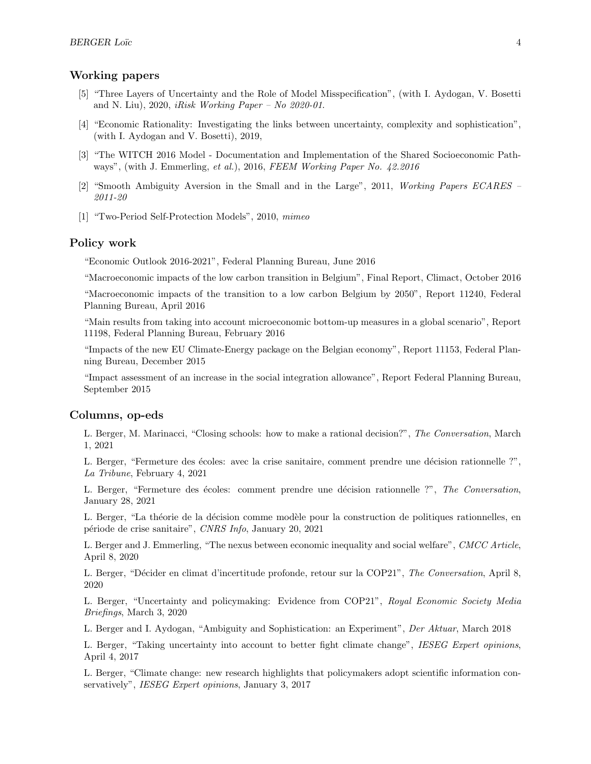## Working papers

[5] "Three Layers of Uncertainty and the Role of Model Misspecification", (with I. Aydogan, V. Bosetti and N. Liu), 2020, *iRisk Working Paper – No 2020-01.*

[4] "Economic Rationality: Investigating the links between uncertainty, complexity and sophistication", (with I. Aydogan and V. Bosetti), 2019,

[3] "The WITCH 2016 Model - Documentation and Implementation of the Shared Socioeconomic Pathways", (with J. Emmerling, *et al.*), 2016, *FEEM Working Paper No. 42.2016*

[2] "Smooth Ambiguity Aversion in the Small and in the Large", 2011, *Working Papers ECARES – 2011-20*

[1] "Two-Period Self-Protection Models", 2010, *mimeo*

## Policy work

"Economic Outlook 2016-2021", Federal Planning Bureau, June 2016

"Macroeconomic impacts of the low carbon transition in Belgium", Final Report, Climact, October 2016

"Macroeconomic impacts of the transition to a low carbon Belgium by 2050", Report 11240, Federal Planning Bureau, April 2016

"Main results from taking into account microeconomic bottom-up measures in a global scenario", Report 11198, Federal Planning Bureau, February 2016

"Impacts of the new EU Climate-Energy package on the Belgian economy", Report 11153, Federal Planning Bureau, December 2015

"Impact assessment of an increase in the social integration allowance", Report Federal Planning Bureau, September 2015

## Columns, op-eds

L. Berger, M. Marinacci, "Closing schools: how to make a rational decision?", *The Conversation*, March 1, 2021

L. Berger, "Fermeture des écoles: avec la crise sanitaire, comment prendre une décision rationnelle ?", *La Tribune*, February 4, 2021

L. Berger, "Fermeture des écoles: comment prendre une décision rationnelle ?", *The Conversation*, January 28, 2021

L. Berger, "La théorie de la décision comme modèle pour la construction de politiques rationnelles, en période de crise sanitaire", *CNRS Info*, January 20, 2021

L. Berger and J. Emmerling, "The nexus between economic inequality and social welfare", *CMCC Article*, April 8, 2020

L. Berger, "Décider en climat d'incertitude profonde, retour sur la COP21", *The Conversation*, April 8, 2020

L. Berger, "Uncertainty and policymaking: Evidence from COP21", *Royal Economic Society Media Briefings*, March 3, 2020

L. Berger and I. Aydogan, "Ambiguity and Sophistication: an Experiment", *Der Aktuar*, March 2018

L. Berger, "Taking uncertainty into account to better fight climate change", *IESEG Expert opinions*, April 4, 2017

L. Berger, "Climate change: new research highlights that policymakers adopt scientific information conservatively", *IESEG Expert opinions*, January 3, 2017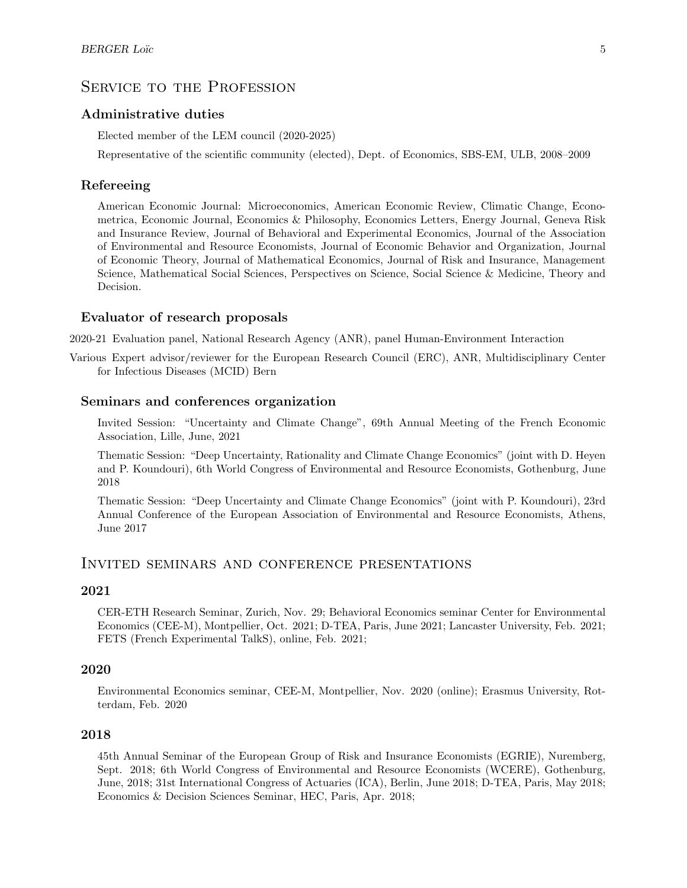## Service to the Profession

### Administrative duties

Elected member of the LEM council (2020-2025)

Representative of the scientific community (elected), Dept. of Economics, SBS-EM, ULB, 2008–2009

### Refereeing

American Economic Journal: Microeconomics, American Economic Review, Climatic Change, Econometrica, Economic Journal, Economics & Philosophy, Economics Letters, Energy Journal, Geneva Risk and Insurance Review, Journal of Behavioral and Experimental Economics, Journal of the Association of Environmental and Resource Economists, Journal of Economic Behavior and Organization, Journal of Economic Theory, Journal of Mathematical Economics, Journal of Risk and Insurance, Management Science, Mathematical Social Sciences, Perspectives on Science, Social Science & Medicine, Theory and Decision.

### Evaluator of research proposals

2020-21 Evaluation panel, National Research Agency (ANR), panel Human-Environment Interaction

Various Expert advisor/reviewer for the European Research Council (ERC), ANR, Multidisciplinary Center for Infectious Diseases (MCID) Bern

### Seminars and conferences organization

Invited Session: "Uncertainty and Climate Change", 69th Annual Meeting of the French Economic Association, Lille, June, 2021

Thematic Session: "Deep Uncertainty, Rationality and Climate Change Economics" (joint with D. Heyen and P. Koundouri), 6th World Congress of Environmental and Resource Economists, Gothenburg, June 2018

Thematic Session: "Deep Uncertainty and Climate Change Economics" (joint with P. Koundouri), 23rd Annual Conference of the European Association of Environmental and Resource Economists, Athens, June 2017

## Invited seminars and conference presentations

### 2021

CER-ETH Research Seminar, Zurich, Nov. 29; Behavioral Economics seminar Center for Environmental Economics (CEE-M), Montpellier, Oct. 2021; D-TEA, Paris, June 2021; Lancaster University, Feb. 2021; FETS (French Experimental TalkS), online, Feb. 2021;

### 2020

Environmental Economics seminar, CEE-M, Montpellier, Nov. 2020 (online); Erasmus University, Rotterdam, Feb. 2020

### 2018

45th Annual Seminar of the European Group of Risk and Insurance Economists (EGRIE), Nuremberg, Sept. 2018; 6th World Congress of Environmental and Resource Economists (WCERE), Gothenburg, June, 2018; 31st International Congress of Actuaries (ICA), Berlin, June 2018; D-TEA, Paris, May 2018; Economics & Decision Sciences Seminar, HEC, Paris, Apr. 2018;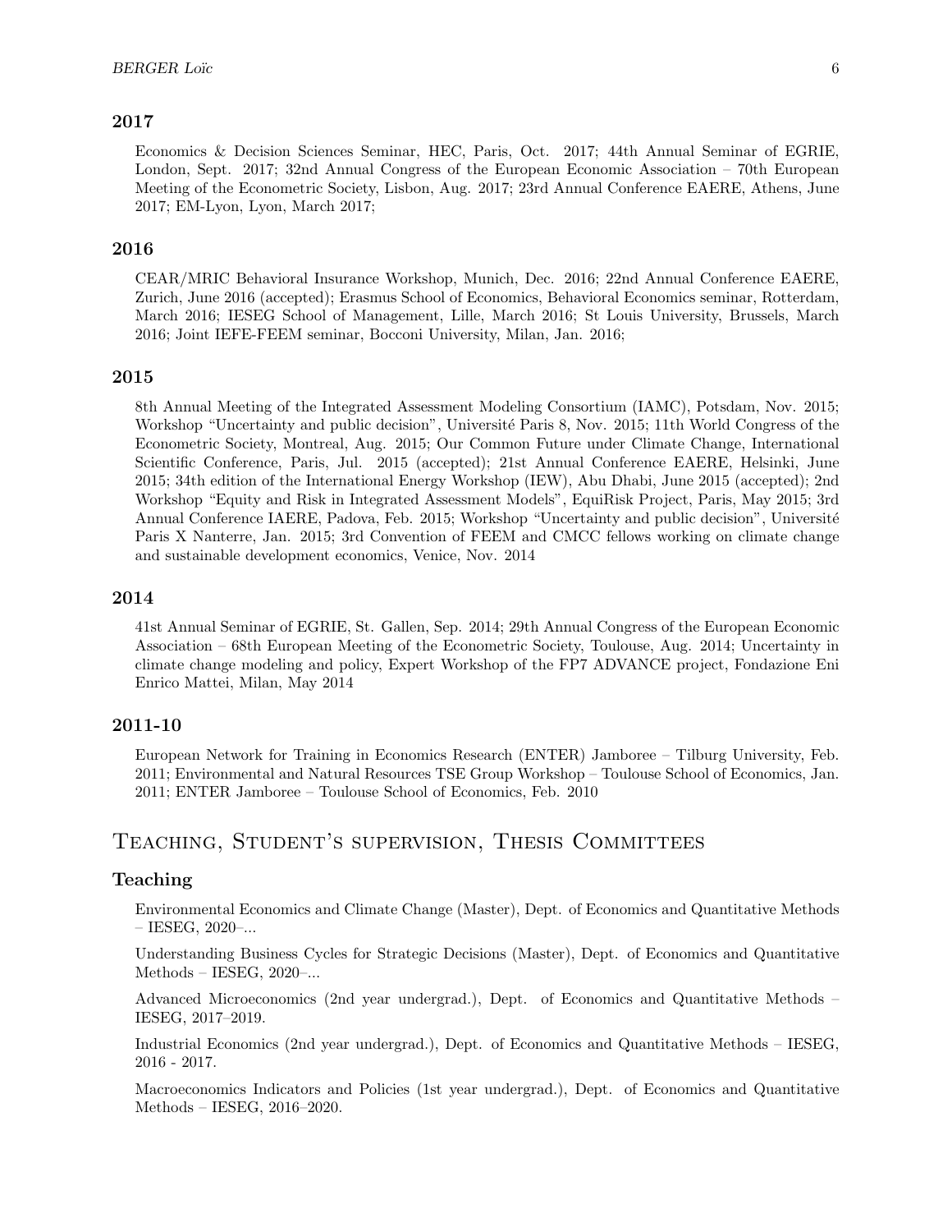### 2017

Economics & Decision Sciences Seminar, HEC, Paris, Oct. 2017; 44th Annual Seminar of EGRIE, London, Sept. 2017; 32nd Annual Congress of the European Economic Association – 70th European Meeting of the Econometric Society, Lisbon, Aug. 2017; 23rd Annual Conference EAERE, Athens, June 2017; EM-Lyon, Lyon, March 2017;

### 2016

CEAR/MRIC Behavioral Insurance Workshop, Munich, Dec. 2016; 22nd Annual Conference EAERE, Zurich, June 2016 (accepted); Erasmus School of Economics, Behavioral Economics seminar, Rotterdam, March 2016; IESEG School of Management, Lille, March 2016; St Louis University, Brussels, March 2016; Joint IEFE-FEEM seminar, Bocconi University, Milan, Jan. 2016;

### 2015

8th Annual Meeting of the Integrated Assessment Modeling Consortium (IAMC), Potsdam, Nov. 2015; Workshop "Uncertainty and public decision", Université Paris 8, Nov. 2015; 11th World Congress of the Econometric Society, Montreal, Aug. 2015; Our Common Future under Climate Change, International Scientific Conference, Paris, Jul. 2015 (accepted); 21st Annual Conference EAERE, Helsinki, June 2015; 34th edition of the International Energy Workshop (IEW), Abu Dhabi, June 2015 (accepted); 2nd Workshop "Equity and Risk in Integrated Assessment Models", EquiRisk Project, Paris, May 2015; 3rd Annual Conference IAERE, Padova, Feb. 2015; Workshop "Uncertainty and public decision", Université Paris X Nanterre, Jan. 2015; 3rd Convention of FEEM and CMCC fellows working on climate change and sustainable development economics, Venice, Nov. 2014

### 2014

41st Annual Seminar of EGRIE, St. Gallen, Sep. 2014; 29th Annual Congress of the European Economic Association – 68th European Meeting of the Econometric Society, Toulouse, Aug. 2014; Uncertainty in climate change modeling and policy, Expert Workshop of the FP7 ADVANCE project, Fondazione Eni Enrico Mattei, Milan, May 2014

### 2011-10

European Network for Training in Economics Research (ENTER) Jamboree – Tilburg University, Feb. 2011; Environmental and Natural Resources TSE Group Workshop – Toulouse School of Economics, Jan. 2011; ENTER Jamboree – Toulouse School of Economics, Feb. 2010

## Teaching, Student's supervision, Thesis Committees

### Teaching

Environmental Economics and Climate Change (Master), Dept. of Economics and Quantitative Methods – IESEG, 2020–...

Understanding Business Cycles for Strategic Decisions (Master), Dept. of Economics and Quantitative Methods – IESEG, 2020–...

Advanced Microeconomics (2nd year undergrad.), Dept. of Economics and Quantitative Methods – IESEG, 2017–2019.

Industrial Economics (2nd year undergrad.), Dept. of Economics and Quantitative Methods – IESEG, 2016 - 2017.

Macroeconomics Indicators and Policies (1st year undergrad.), Dept. of Economics and Quantitative Methods – IESEG, 2016–2020.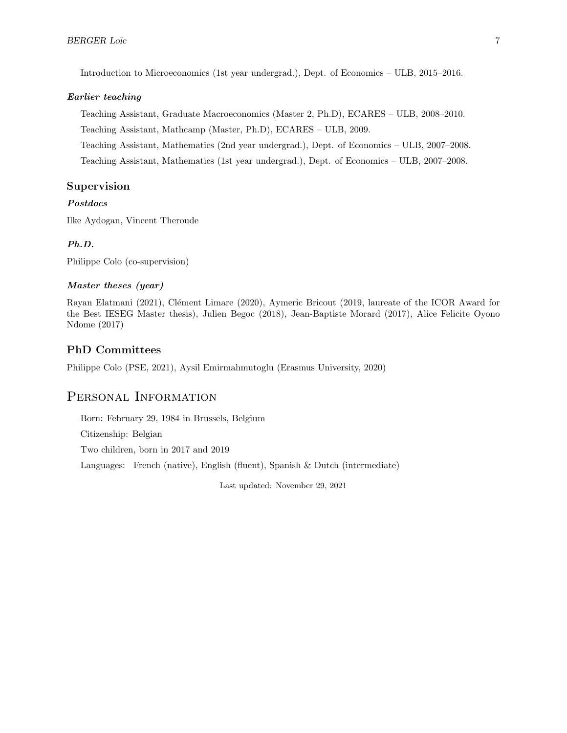Introduction to Microeconomics (1st year undergrad.), Dept. of Economics – ULB, 2015–2016.

### *Earlier teaching*

Teaching Assistant, Graduate Macroeconomics (Master 2, Ph.D), ECARES – ULB, 2008–2010.

Teaching Assistant, Mathcamp (Master, Ph.D), ECARES – ULB, 2009.

Teaching Assistant, Mathematics (2nd year undergrad.), Dept. of Economics – ULB, 2007–2008.

Teaching Assistant, Mathematics (1st year undergrad.), Dept. of Economics – ULB, 2007–2008.

## Supervision

### *Postdocs*

Ilke Aydogan, Vincent Theroude

### *Ph.D.*

Philippe Colo (co-supervision)

### *Master theses (year)*

Rayan Elatmani (2021), Clément Limare (2020), Aymeric Bricout (2019, laureate of the ICOR Award for the Best IESEG Master thesis), Julien Begoc (2018), Jean-Baptiste Morard (2017), Alice Felicite Oyono Ndome (2017)

## PhD Committees

Philippe Colo (PSE, 2021), Aysil Emirmahmutoglu (Erasmus University, 2020)

# Personal Information

Born: February 29, 1984 in Brussels, Belgium

Citizenship: Belgian

Two children, born in 2017 and 2019

Languages: French (native), English (fluent), Spanish & Dutch (intermediate)

Last updated: November 29, 2021